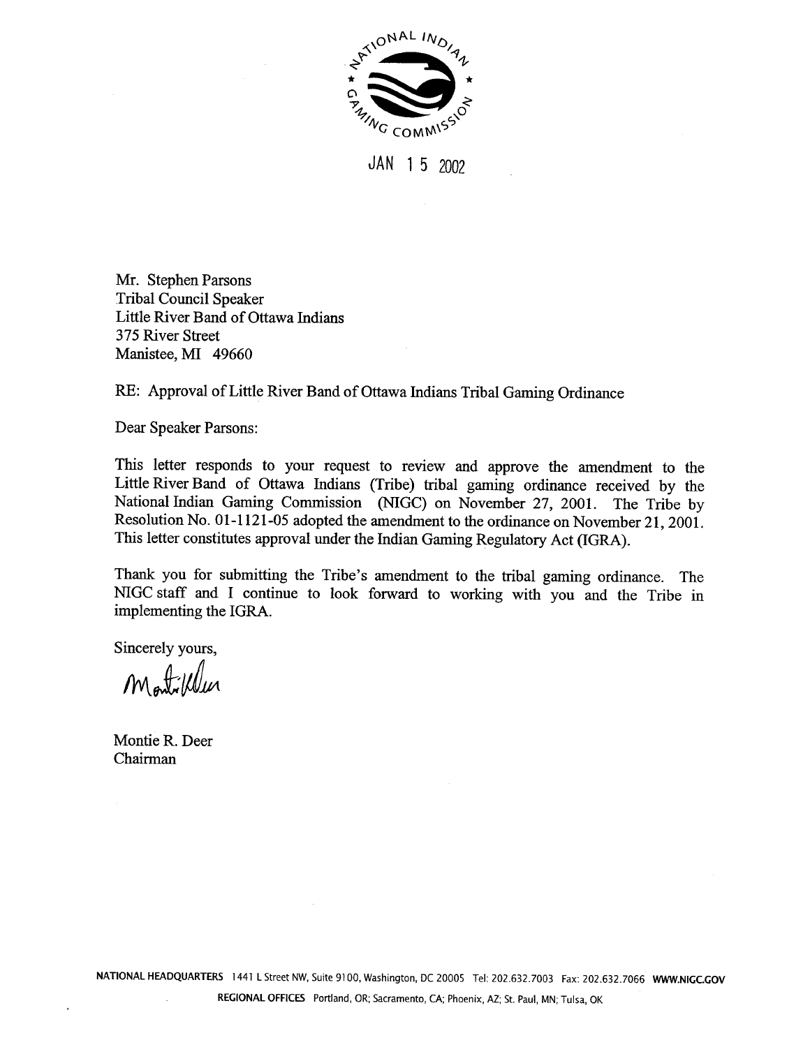NATIONAL INDIAN GAMING COMMISSION

JAN 15 2002

Mr. Stephen Parsons
Tribal Council Speaker
Little River Band of Ottawa Indians
375 River Street
Manistee, MI 49660

RE: Approval of Little River Band of Ottawa Indians Tribal Gaming Ordinance

Dear Speaker Parsons:

This letter responds to your request to review and approve the amendment to the Little River Band of Ottawa Indians (Tribe) tribal gaming ordinance received by the National Indian Gaming Commission (NIGC) on November 27, 2001. The Tribe by Resolution No. 01-1121-05 adopted the amendment to the ordinance on November 21, 2001. This letter constitutes approval under the Indian Gaming Regulatory Act (IGRA).

Thank you for submitting the Tribe's amendment to the tribal gaming ordinance. The NIGC staff and I continue to look forward to working with you and the Tribe in implementing the IGRA.

Sincerely yours,

Montie R. Deer
Chairman

NATIONAL HEADQUARTERS 1441 L Street NW, Suite 9100, Washington, DC 20005 Tel: 202.632.7003 Fax: 202.632.7066 WWW.NIGC.GOV

REGIONAL OFFICES Portland, OR; Sacramento, CA; Phoenix, AZ; St. Paul, MN; Tulsa, OK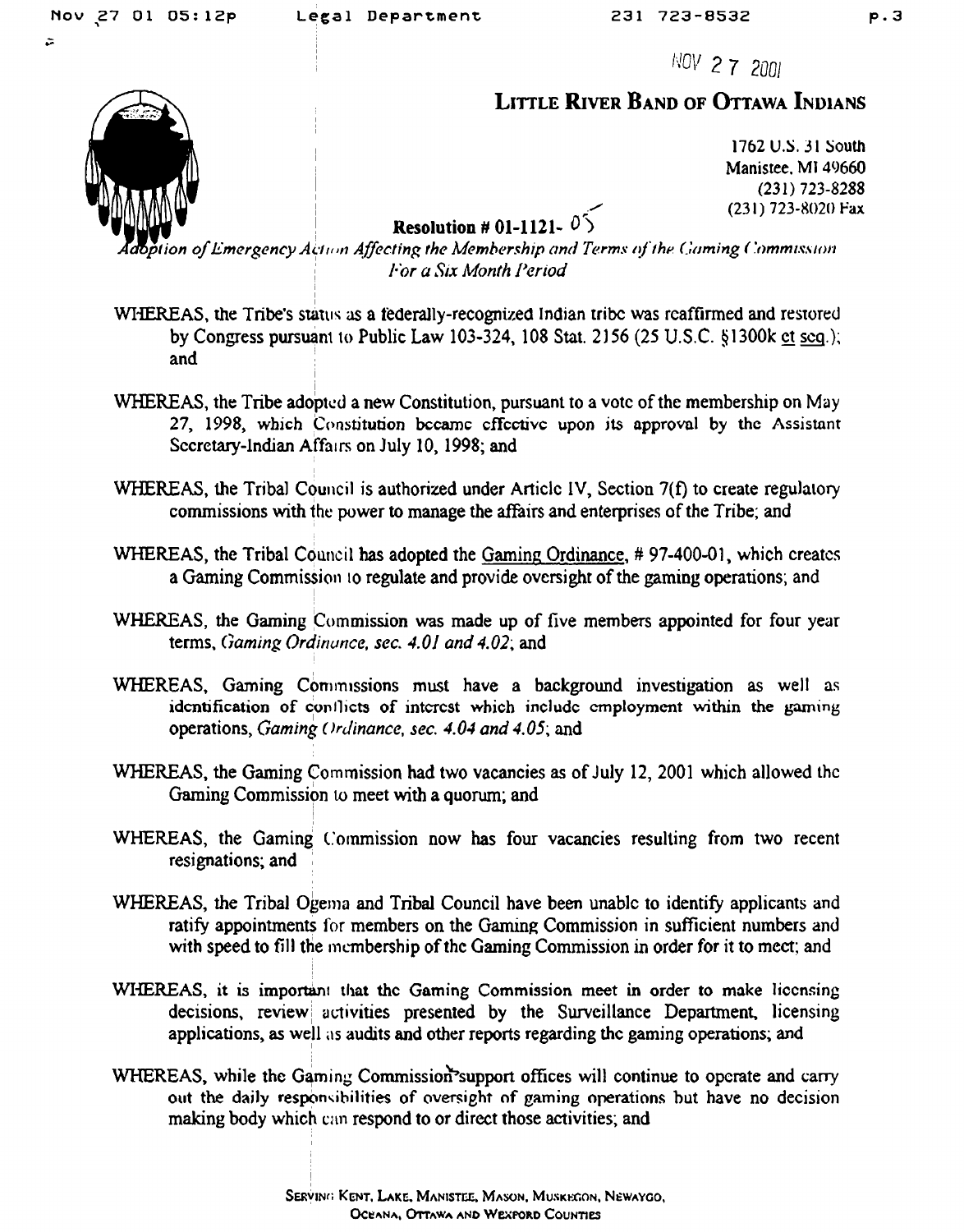NOV 27 2001

# LITTLE RIVER BAND OF OTTAWA INDIANS

1762 U.S. 31 South
Manistee, MI 49660
(231) 723-8288
(231) 723-8020 Fax

## Resolution # 01-1121-05

*Adoption of Emergency Action Affecting the Membership and Terms of the Gaming Commission For a Six Month Period*

WHEREAS, the Tribe's status as a federally-recognized Indian tribe was reaffirmed and restored by Congress pursuant to Public Law 103-324, 108 Stat. 2156 (25 U.S.C. §1300k et seq.); and

WHEREAS, the Tribe adopted a new Constitution, pursuant to a vote of the membership on May 27, 1998, which Constitution became effective upon its approval by the Assistant Secretary-Indian Affairs on July 10, 1998; and

WHEREAS, the Tribal Council is authorized under Article IV, Section 7(f) to create regulatory commissions with the power to manage the affairs and enterprises of the Tribe; and

WHEREAS, the Tribal Council has adopted the Gaming Ordinance, # 97-400-01, which creates a Gaming Commission to regulate and provide oversight of the gaming operations; and

WHEREAS, the Gaming Commission was made up of five members appointed for four year terms, *Gaming Ordinance, sec. 4.01 and 4.02*; and

WHEREAS, Gaming Commissions must have a background investigation as well as identification of conflicts of interest which include employment within the gaming operations, *Gaming Ordinance, sec. 4.04 and 4.05*; and

WHEREAS, the Gaming Commission had two vacancies as of July 12, 2001 which allowed the Gaming Commission to meet with a quorum; and

WHEREAS, the Gaming Commission now has four vacancies resulting from two recent resignations; and

WHEREAS, the Tribal Ogema and Tribal Council have been unable to identify applicants and ratify appointments for members on the Gaming Commission in sufficient numbers and with speed to fill the membership of the Gaming Commission in order for it to meet; and

WHEREAS, it is important that the Gaming Commission meet in order to make licensing decisions, review activities presented by the Surveillance Department, licensing applications, as well as audits and other reports regarding the gaming operations; and

WHEREAS, while the Gaming Commission support offices will continue to operate and carry out the daily responsibilities of oversight of gaming operations but have no decision making body which can respond to or direct those activities; and

SERVING KENT, LAKE, MANISTEE, MASON, MUSKEGON, NEWAYGO, OCEANA, OTTAWA AND WEXFORD COUNTIES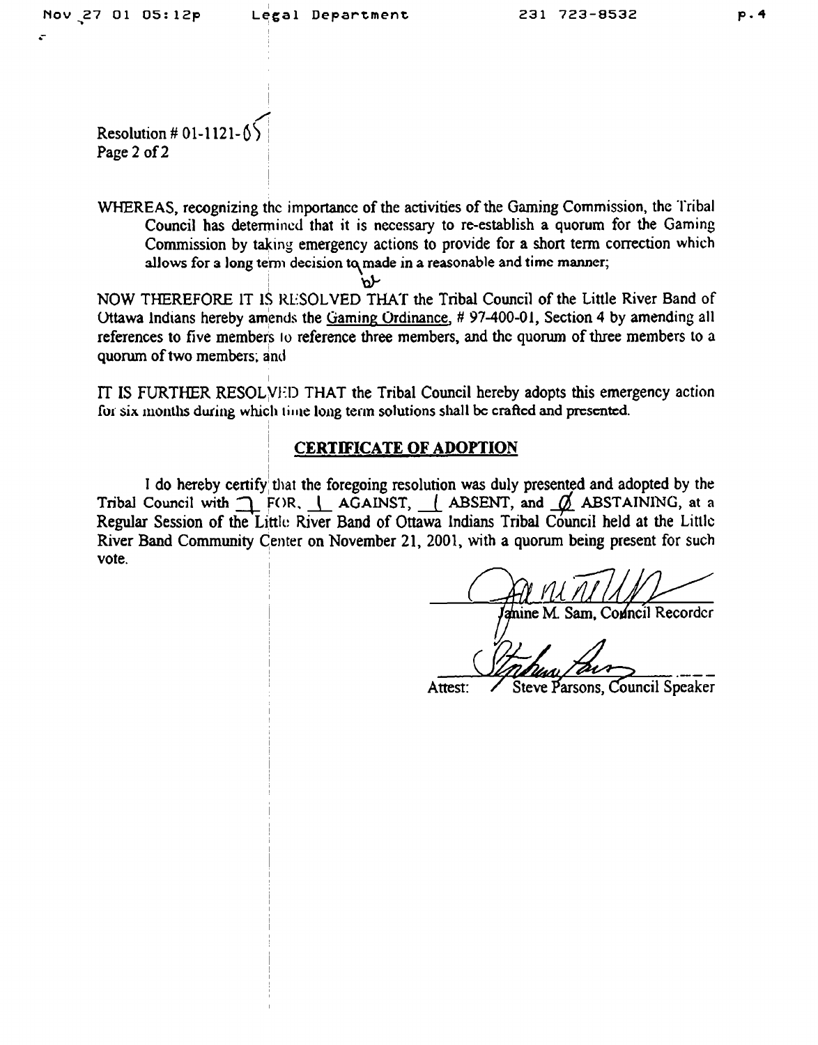Resolution # 01-1121-05
Page 2 of 2

WHEREAS, recognizing the importance of the activities of the Gaming Commission, the Tribal Council has determined that it is necessary to re-establish a quorum for the Gaming Commission by taking emergency actions to provide for a short term correction which allows for a long term decision to be made in a reasonable and time manner;

NOW THEREFORE IT IS RESOLVED THAT the Tribal Council of the Little River Band of Ottawa Indians hereby amends the Gaming Ordinance, # 97-400-01, Section 4 by amending all references to five members to reference three members, and the quorum of three members to a quorum of two members; and

IT IS FURTHER RESOLVED THAT the Tribal Council hereby adopts this emergency action for six months during which time long term solutions shall be crafted and presented.

## CERTIFICATE OF ADOPTION

I do hereby certify that the foregoing resolution was duly presented and adopted by the Tribal Council with 7 FOR, 1 AGAINST, 1 ABSENT, and 0 ABSTAINING, at a Regular Session of the Little River Band of Ottawa Indians Tribal Council held at the Little River Band Community Center on November 21, 2001, with a quorum being present for such vote.

Janine M. Sam, Council Recorder

Attest: Steve Parsons, Council Speaker